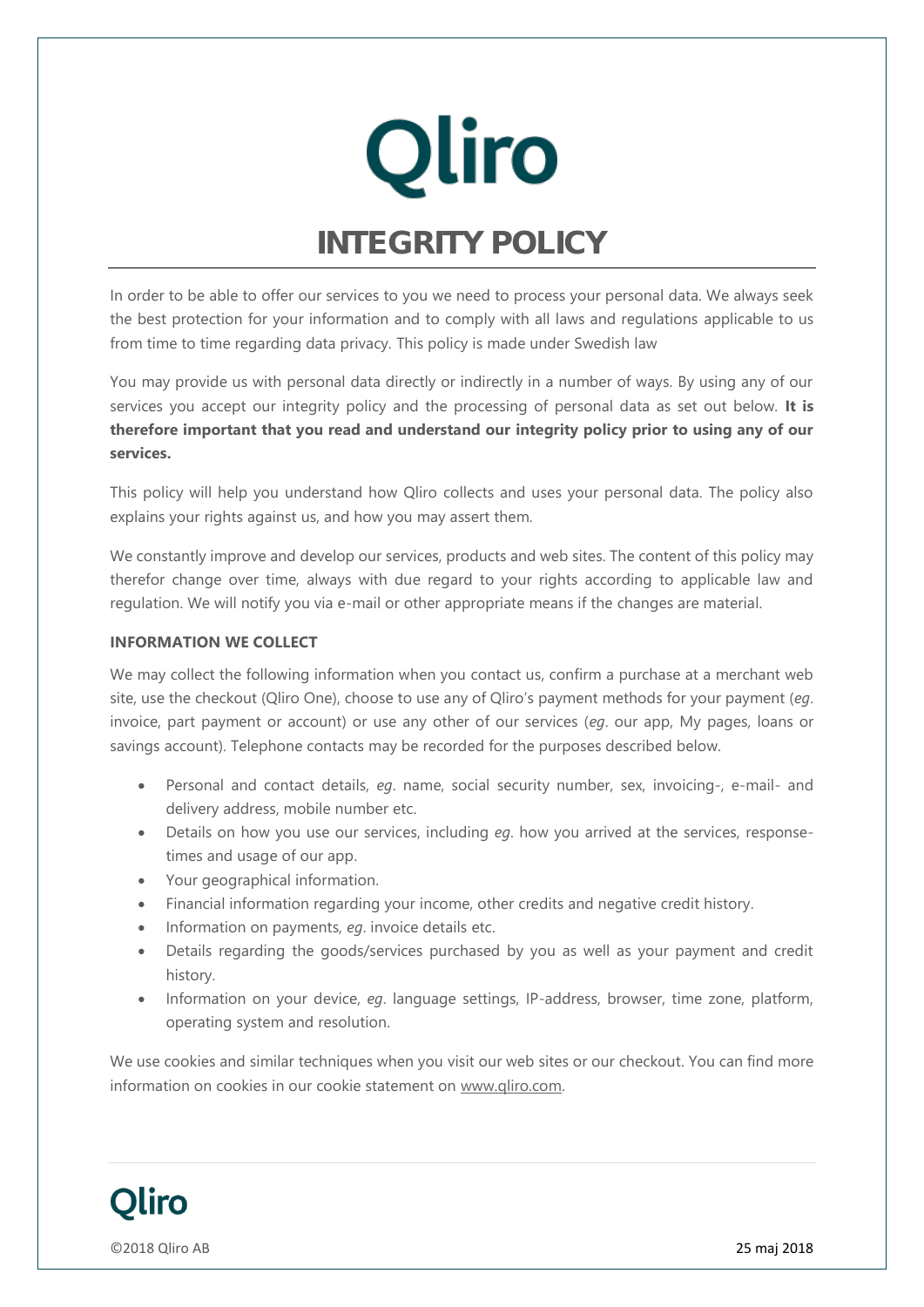# Qliro

# INTEGRITY POLICY

In order to be able to offer our services to you we need to process your personal data. We always seek the best protection for your information and to comply with all laws and regulations applicable to us from time to time regarding data privacy. This policy is made under Swedish law

You may provide us with personal data directly or indirectly in a number of ways. By using any of our services you accept our integrity policy and the processing of personal data as set out below. **It is therefore important that you read and understand our integrity policy prior to using any of our services.**

This policy will help you understand how Qliro collects and uses your personal data. The policy also explains your rights against us, and how you may assert them.

We constantly improve and develop our services, products and web sites. The content of this policy may therefor change over time, always with due regard to your rights according to applicable law and regulation. We will notify you via e-mail or other appropriate means if the changes are material.

**INFORMATION WE COLLECT**

We may collect the following information when you contact us, confirm a purchase at a merchant web site, use the checkout (Qliro One), choose to use any of Qliro's payment methods for your payment (*eg*. invoice, part payment or account) or use any other of our services (*eg*. our app, My pages, loans or savings account). Telephone contacts may be recorded for the purposes described below.

- Personal and contact details, *eg*. name, social security number, sex, invoicing-, e-mail- and delivery address, mobile number etc.
- Details on how you use our services, including *eg*. how you arrived at the services, response-times and usage of our app.
- Your geographical information.
- Financial information regarding your income, other credits and negative credit history.
- Information on payments, *eg*. invoice details etc.
- Details regarding the goods/services purchased by you as well as your payment and credit history.
- Information on your device, *eg*. language settings, IP-address, browser, time zone, platform, operating system and resolution.

We use cookies and similar techniques when you visit our web sites or our checkout. You can find more information on cookies in our cookie statement on www.qliro.com.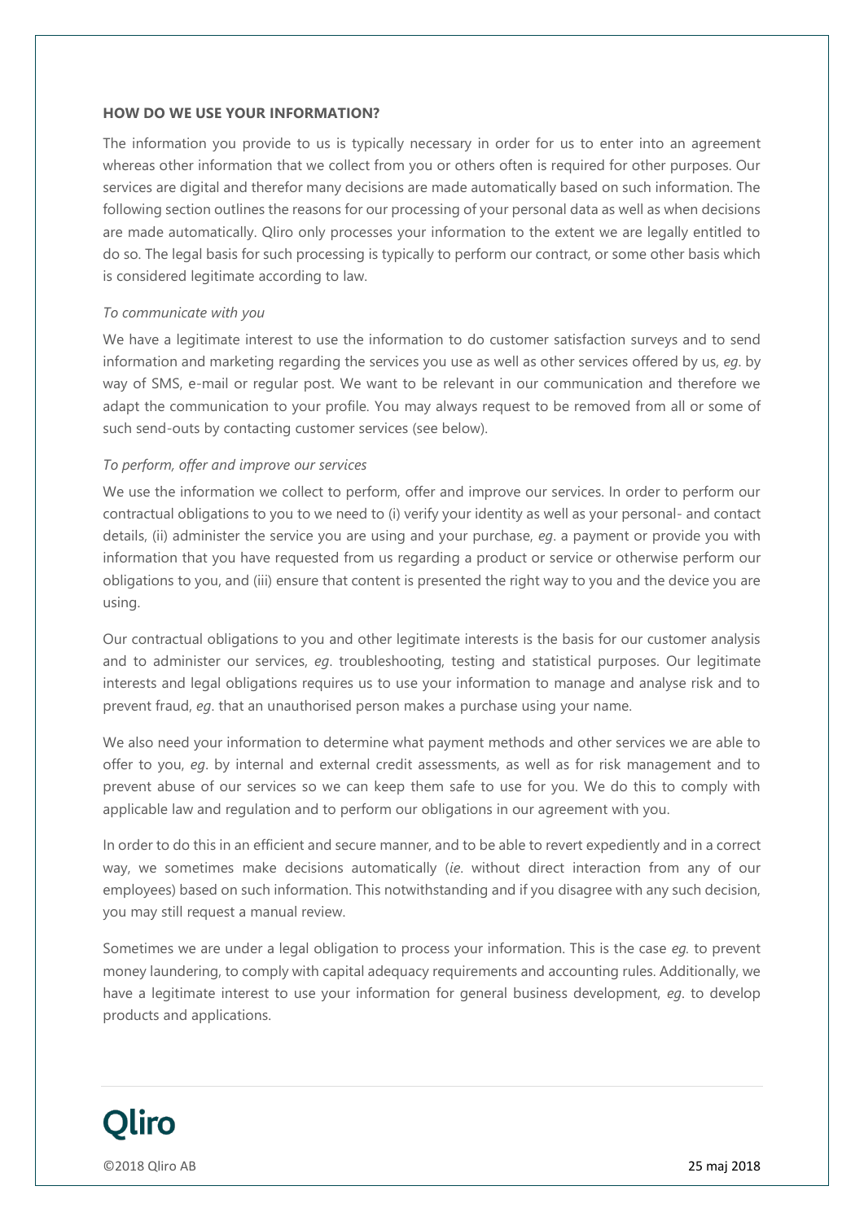**HOW DO WE USE YOUR INFORMATION?**

The information you provide to us is typically necessary in order for us to enter into an agreement whereas other information that we collect from you or others often is required for other purposes. Our services are digital and therefor many decisions are made automatically based on such information. The following section outlines the reasons for our processing of your personal data as well as when decisions are made automatically. Qliro only processes your information to the extent we are legally entitled to do so. The legal basis for such processing is typically to perform our contract, or some other basis which is considered legitimate according to law.

*To communicate with you*

We have a legitimate interest to use the information to do customer satisfaction surveys and to send information and marketing regarding the services you use as well as other services offered by us, *eg*. by way of SMS, e-mail or regular post. We want to be relevant in our communication and therefore we adapt the communication to your profile. You may always request to be removed from all or some of such send-outs by contacting customer services (see below).

*To perform, offer and improve our services*

We use the information we collect to perform, offer and improve our services. In order to perform our contractual obligations to you to we need to (i) verify your identity as well as your personal- and contact details, (ii) administer the service you are using and your purchase, *eg*. a payment or provide you with information that you have requested from us regarding a product or service or otherwise perform our obligations to you, and (iii) ensure that content is presented the right way to you and the device you are using.

Our contractual obligations to you and other legitimate interests is the basis for our customer analysis and to administer our services, *eg*. troubleshooting, testing and statistical purposes. Our legitimate interests and legal obligations requires us to use your information to manage and analyse risk and to prevent fraud, *eg*. that an unauthorised person makes a purchase using your name.

We also need your information to determine what payment methods and other services we are able to offer to you, *eg*. by internal and external credit assessments, as well as for risk management and to prevent abuse of our services so we can keep them safe to use for you. We do this to comply with applicable law and regulation and to perform our obligations in our agreement with you.

In order to do this in an efficient and secure manner, and to be able to revert expediently and in a correct way, we sometimes make decisions automatically (*ie*. without direct interaction from any of our employees) based on such information. This notwithstanding and if you disagree with any such decision, you may still request a manual review.

Sometimes we are under a legal obligation to process your information. This is the case *eg.* to prevent money laundering, to comply with capital adequacy requirements and accounting rules. Additionally, we have a legitimate interest to use your information for general business development, *eg*. to develop products and applications.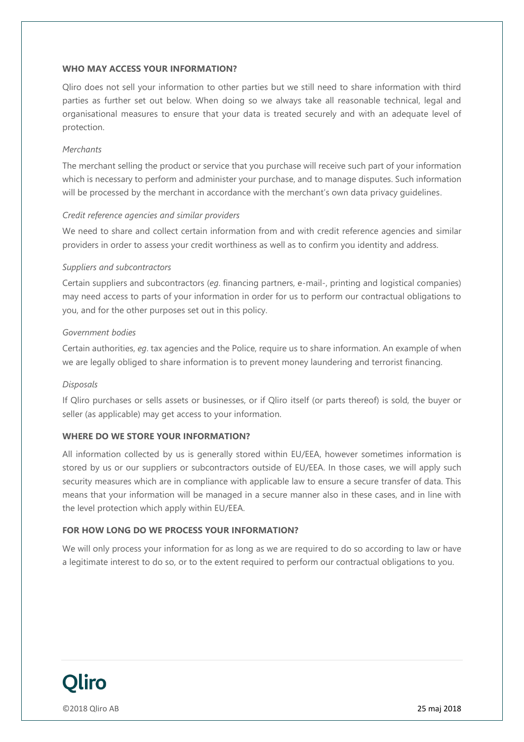## WHO MAY ACCESS YOUR INFORMATION?

Qliro does not sell your information to other parties but we still need to share information with third parties as further set out below. When doing so we always take all reasonable technical, legal and organisational measures to ensure that your data is treated securely and with an adequate level of protection.

*Merchants*

The merchant selling the product or service that you purchase will receive such part of your information which is necessary to perform and administer your purchase, and to manage disputes. Such information will be processed by the merchant in accordance with the merchant's own data privacy guidelines.

*Credit reference agencies and similar providers*

We need to share and collect certain information from and with credit reference agencies and similar providers in order to assess your credit worthiness as well as to confirm you identity and address.

*Suppliers and subcontractors*

Certain suppliers and subcontractors (*eg*. financing partners, e-mail-, printing and logistical companies) may need access to parts of your information in order for us to perform our contractual obligations to you, and for the other purposes set out in this policy.

*Government bodies*

Certain authorities, *eg*. tax agencies and the Police, require us to share information. An example of when we are legally obliged to share information is to prevent money laundering and terrorist financing.

*Disposals*

If Qliro purchases or sells assets or businesses, or if Qliro itself (or parts thereof) is sold, the buyer or seller (as applicable) may get access to your information.

## WHERE DO WE STORE YOUR INFORMATION?

All information collected by us is generally stored within EU/EEA, however sometimes information is stored by us or our suppliers or subcontractors outside of EU/EEA. In those cases, we will apply such security measures which are in compliance with applicable law to ensure a secure transfer of data. This means that your information will be managed in a secure manner also in these cases, and in line with the level protection which apply within EU/EEA.

## FOR HOW LONG DO WE PROCESS YOUR INFORMATION?

We will only process your information for as long as we are required to do so according to law or have a legitimate interest to do so, or to the extent required to perform our contractual obligations to you.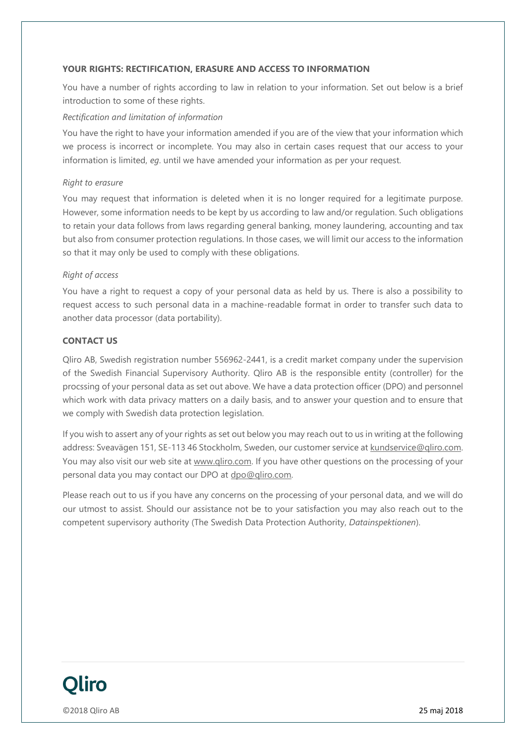## YOUR RIGHTS: RECTIFICATION, ERASURE AND ACCESS TO INFORMATION

You have a number of rights according to law in relation to your information. Set out below is a brief introduction to some of these rights.

*Rectification and limitation of information*

You have the right to have your information amended if you are of the view that your information which we process is incorrect or incomplete. You may also in certain cases request that our access to your information is limited, *eg*. until we have amended your information as per your request.

*Right to erasure*

You may request that information is deleted when it is no longer required for a legitimate purpose. However, some information needs to be kept by us according to law and/or regulation. Such obligations to retain your data follows from laws regarding general banking, money laundering, accounting and tax but also from consumer protection regulations. In those cases, we will limit our access to the information so that it may only be used to comply with these obligations.

*Right of access*

You have a right to request a copy of your personal data as held by us. There is also a possibility to request access to such personal data in a machine-readable format in order to transfer such data to another data processor (data portability).

## CONTACT US

Qliro AB, Swedish registration number 556962-2441, is a credit market company under the supervision of the Swedish Financial Supervisory Authority. Qliro AB is the responsible entity (controller) for the procssing of your personal data as set out above. We have a data protection officer (DPO) and personnel which work with data privacy matters on a daily basis, and to answer your question and to ensure that we comply with Swedish data protection legislation.

If you wish to assert any of your rights as set out below you may reach out to us in writing at the following address: Sveavägen 151, SE-113 46 Stockholm, Sweden, our customer service at kundservice@qliro.com. You may also visit our web site at www.qliro.com. If you have other questions on the processing of your personal data you may contact our DPO at dpo@qliro.com.

Please reach out to us if you have any concerns on the processing of your personal data, and we will do our utmost to assist. Should our assistance not be to your satisfaction you may also reach out to the competent supervisory authority (The Swedish Data Protection Authority, *Datainspektionen*).

Qliro

©2018 Qliro AB 25 maj 2018